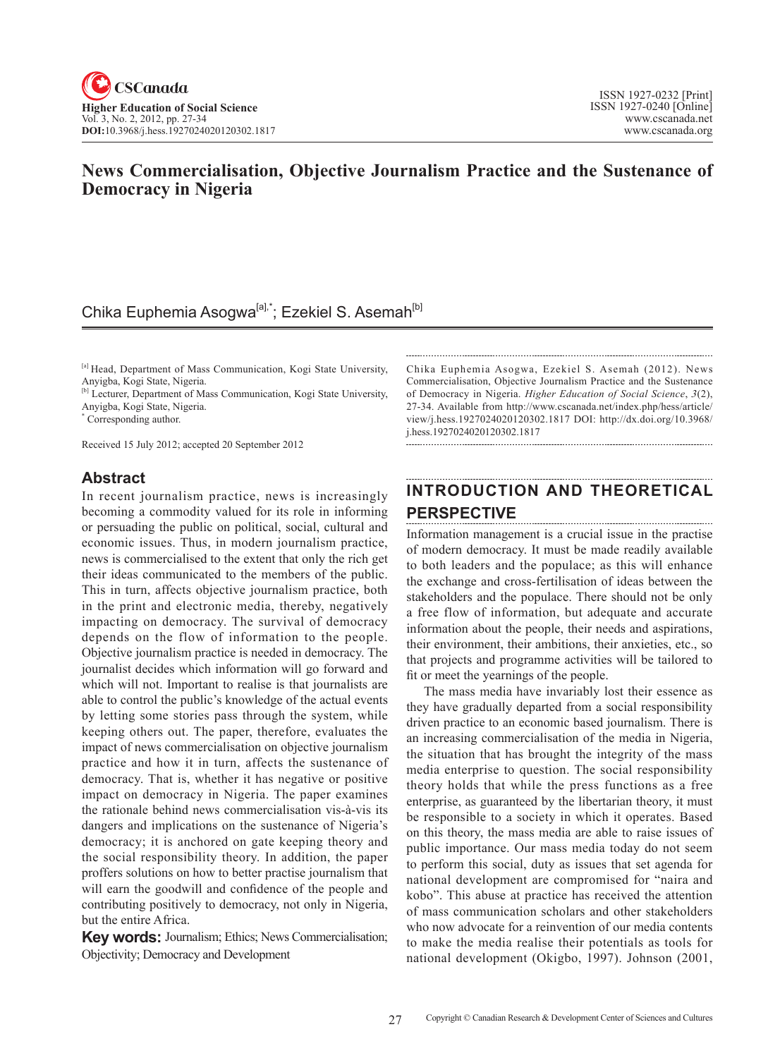# News Commercialisation, Objective Journalism Practice and the Sustenance of Democracy in Nigeria

Chika Euphemia Asogwa[a],*; Ezekiel S. Asemah[b]

[a] Head, Department of Mass Communication, Kogi State University, Anyigba, Kogi State, Nigeria.
[b] Lecturer, Department of Mass Communication, Kogi State University, Anyigba, Kogi State, Nigeria.
* Corresponding author.

Received 15 July 2012; accepted 20 September 2012

## Abstract

In recent journalism practice, news is increasingly becoming a commodity valued for its role in informing or persuading the public on political, social, cultural and economic issues. Thus, in modern journalism practice, news is commercialised to the extent that only the rich get their ideas communicated to the members of the public. This in turn, affects objective journalism practice, both in the print and electronic media, thereby, negatively impacting on democracy. The survival of democracy depends on the flow of information to the people. Objective journalism practice is needed in democracy. The journalist decides which information will go forward and which will not. Important to realise is that journalists are able to control the public's knowledge of the actual events by letting some stories pass through the system, while keeping others out. The paper, therefore, evaluates the impact of news commercialisation on objective journalism practice and how it in turn, affects the sustenance of democracy. That is, whether it has negative or positive impact on democracy in Nigeria. The paper examines the rationale behind news commercialisation vis-à-vis its dangers and implications on the sustenance of Nigeria's democracy; it is anchored on gate keeping theory and the social responsibility theory. In addition, the paper proffers solutions on how to better practise journalism that will earn the goodwill and confidence of the people and contributing positively to democracy, not only in Nigeria, but the entire Africa.

**Key words:** Journalism; Ethics; News Commercialisation; Objectivity; Democracy and Development

Chika Euphemia Asogwa, Ezekiel S. Asemah (2012). News Commercialisation, Objective Journalism Practice and the Sustenance of Democracy in Nigeria. *Higher Education of Social Science*, *3*(2), 27-34. Available from http://www.cscanada.net/index.php/hess/article/view/j.hess.1927024020120302.1817 DOI: http://dx.doi.org/10.3968/j.hess.1927024020120302.1817

## INTRODUCTION AND THEORETICAL PERSPECTIVE

Information management is a crucial issue in the practise of modern democracy. It must be made readily available to both leaders and the populace; as this will enhance the exchange and cross-fertilisation of ideas between the stakeholders and the populace. There should not be only a free flow of information, but adequate and accurate information about the people, their needs and aspirations, their environment, their ambitions, their anxieties, etc., so that projects and programme activities will be tailored to fit or meet the yearnings of the people.

The mass media have invariably lost their essence as they have gradually departed from a social responsibility driven practice to an economic based journalism. There is an increasing commercialisation of the media in Nigeria, the situation that has brought the integrity of the mass media enterprise to question. The social responsibility theory holds that while the press functions as a free enterprise, as guaranteed by the libertarian theory, it must be responsible to a society in which it operates. Based on this theory, the mass media are able to raise issues of public importance. Our mass media today do not seem to perform this social, duty as issues that set agenda for national development are compromised for "naira and kobo". This abuse at practice has received the attention of mass communication scholars and other stakeholders who now advocate for a reinvention of our media contents to make the media realise their potentials as tools for national development (Okigbo, 1997). Johnson (2001,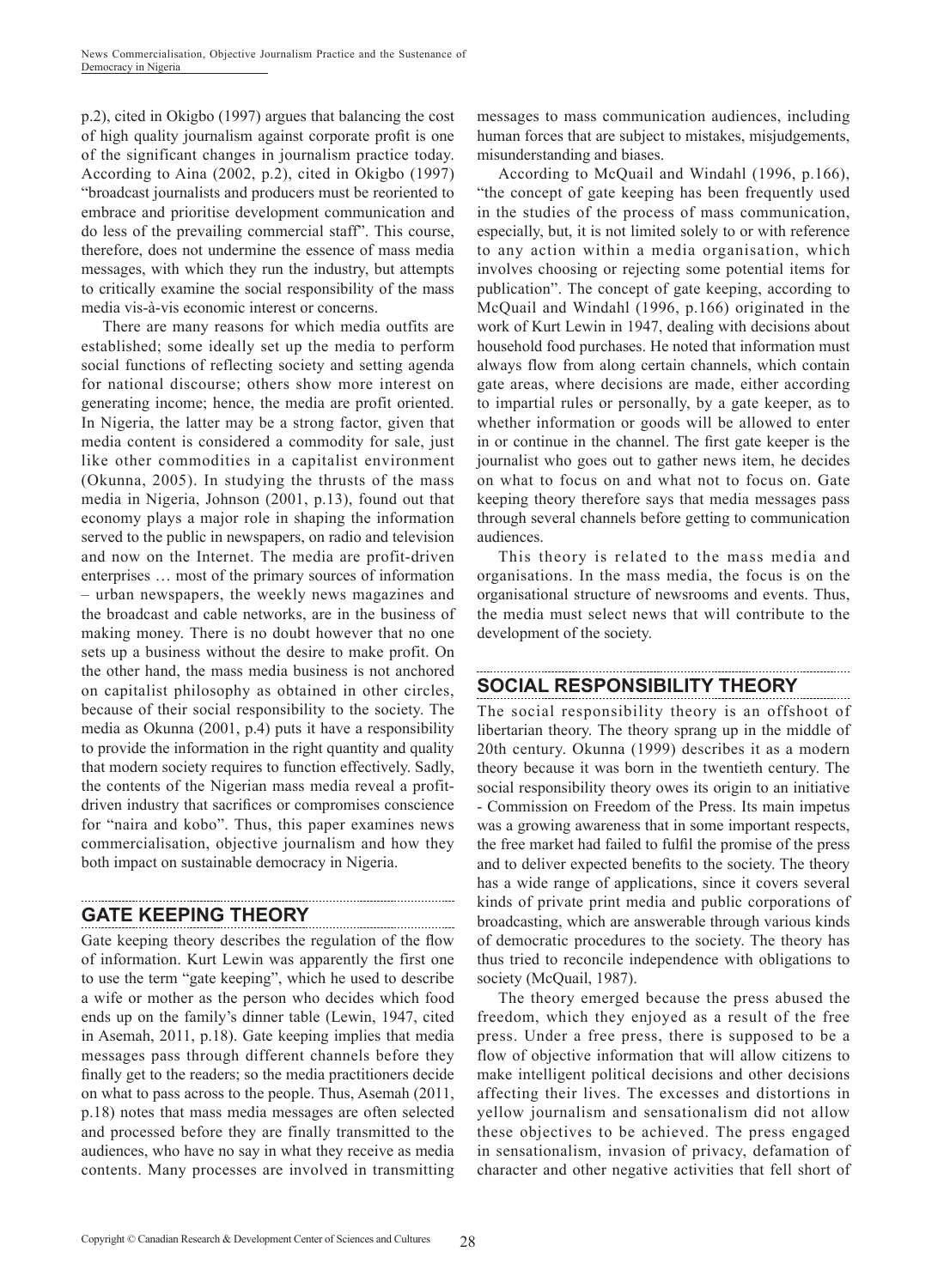p.2), cited in Okigbo (1997) argues that balancing the cost of high quality journalism against corporate profit is one of the significant changes in journalism practice today. According to Aina (2002, p.2), cited in Okigbo (1997) "broadcast journalists and producers must be reoriented to embrace and prioritise development communication and do less of the prevailing commercial staff". This course, therefore, does not undermine the essence of mass media messages, with which they run the industry, but attempts to critically examine the social responsibility of the mass media vis-à-vis economic interest or concerns.

There are many reasons for which media outfits are established; some ideally set up the media to perform social functions of reflecting society and setting agenda for national discourse; others show more interest on generating income; hence, the media are profit oriented. In Nigeria, the latter may be a strong factor, given that media content is considered a commodity for sale, just like other commodities in a capitalist environment (Okunna, 2005). In studying the thrusts of the mass media in Nigeria, Johnson (2001, p.13), found out that economy plays a major role in shaping the information served to the public in newspapers, on radio and television and now on the Internet. The media are profit-driven enterprises … most of the primary sources of information – urban newspapers, the weekly news magazines and the broadcast and cable networks, are in the business of making money. There is no doubt however that no one sets up a business without the desire to make profit. On the other hand, the mass media business is not anchored on capitalist philosophy as obtained in other circles, because of their social responsibility to the society. The media as Okunna (2001, p.4) puts it have a responsibility to provide the information in the right quantity and quality that modern society requires to function effectively. Sadly, the contents of the Nigerian mass media reveal a profit-driven industry that sacrifices or compromises conscience for "naira and kobo". Thus, this paper examines news commercialisation, objective journalism and how they both impact on sustainable democracy in Nigeria.

## GATE KEEPING THEORY

Gate keeping theory describes the regulation of the flow of information. Kurt Lewin was apparently the first one to use the term "gate keeping", which he used to describe a wife or mother as the person who decides which food ends up on the family's dinner table (Lewin, 1947, cited in Asemah, 2011, p.18). Gate keeping implies that media messages pass through different channels before they finally get to the readers; so the media practitioners decide on what to pass across to the people. Thus, Asemah (2011, p.18) notes that mass media messages are often selected and processed before they are finally transmitted to the audiences, who have no say in what they receive as media contents. Many processes are involved in transmitting messages to mass communication audiences, including human forces that are subject to mistakes, misjudgements, misunderstanding and biases.

According to McQuail and Windahl (1996, p.166), "the concept of gate keeping has been frequently used in the studies of the process of mass communication, especially, but, it is not limited solely to or with reference to any action within a media organisation, which involves choosing or rejecting some potential items for publication". The concept of gate keeping, according to McQuail and Windahl (1996, p.166) originated in the work of Kurt Lewin in 1947, dealing with decisions about household food purchases. He noted that information must always flow from along certain channels, which contain gate areas, where decisions are made, either according to impartial rules or personally, by a gate keeper, as to whether information or goods will be allowed to enter in or continue in the channel. The first gate keeper is the journalist who goes out to gather news item, he decides on what to focus on and what not to focus on. Gate keeping theory therefore says that media messages pass through several channels before getting to communication audiences.

This theory is related to the mass media and organisations. In the mass media, the focus is on the organisational structure of newsrooms and events. Thus, the media must select news that will contribute to the development of the society.

## SOCIAL RESPONSIBILITY THEORY

The social responsibility theory is an offshoot of libertarian theory. The theory sprang up in the middle of 20th century. Okunna (1999) describes it as a modern theory because it was born in the twentieth century. The social responsibility theory owes its origin to an initiative - Commission on Freedom of the Press. Its main impetus was a growing awareness that in some important respects, the free market had failed to fulfil the promise of the press and to deliver expected benefits to the society. The theory has a wide range of applications, since it covers several kinds of private print media and public corporations of broadcasting, which are answerable through various kinds of democratic procedures to the society. The theory has thus tried to reconcile independence with obligations to society (McQuail, 1987).

The theory emerged because the press abused the freedom, which they enjoyed as a result of the free press. Under a free press, there is supposed to be a flow of objective information that will allow citizens to make intelligent political decisions and other decisions affecting their lives. The excesses and distortions in yellow journalism and sensationalism did not allow these objectives to be achieved. The press engaged in sensationalism, invasion of privacy, defamation of character and other negative activities that fell short of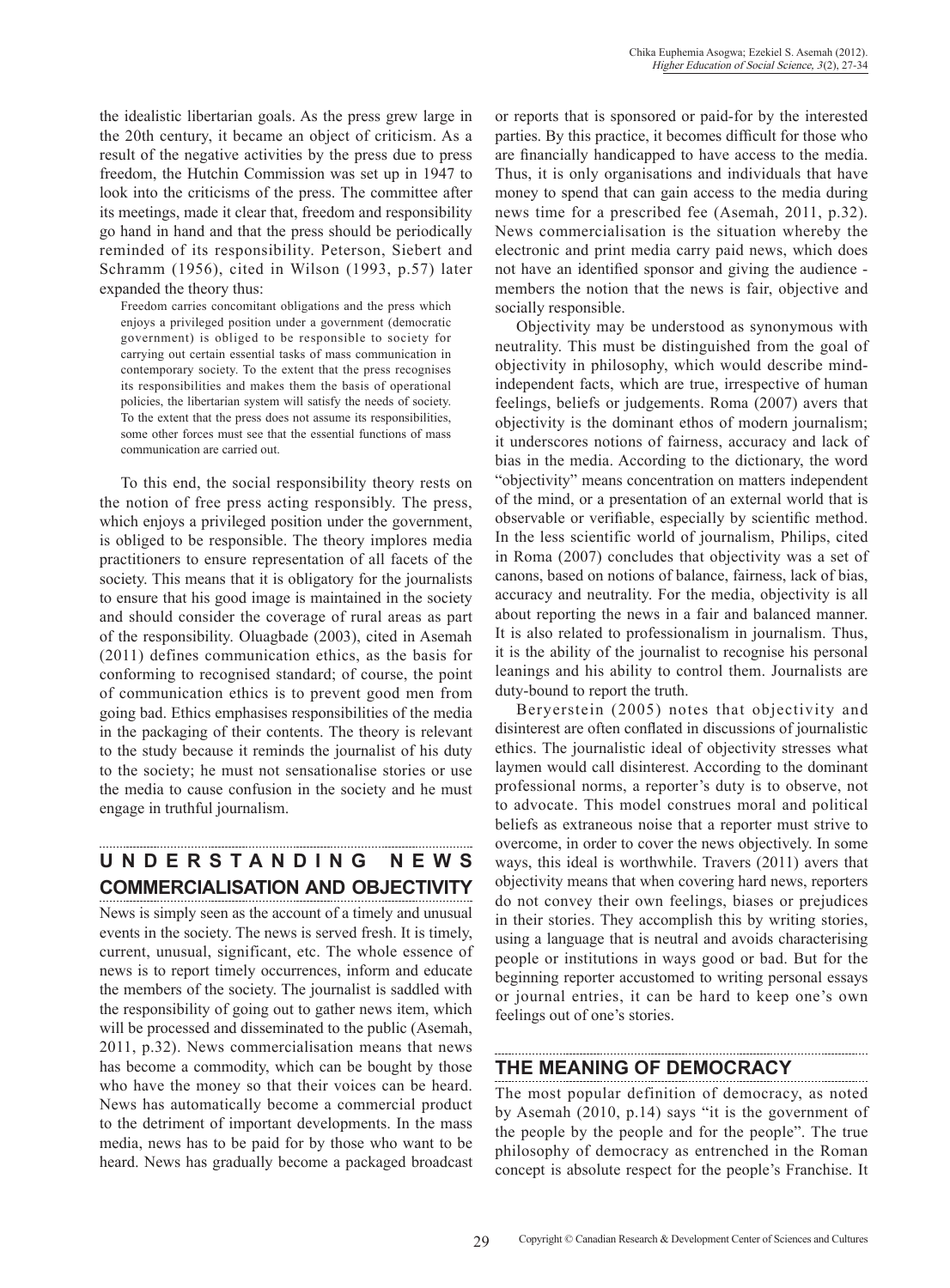the idealistic libertarian goals. As the press grew large in the 20th century, it became an object of criticism. As a result of the negative activities by the press due to press freedom, the Hutchin Commission was set up in 1947 to look into the criticisms of the press. The committee after its meetings, made it clear that, freedom and responsibility go hand in hand and that the press should be periodically reminded of its responsibility. Peterson, Siebert and Schramm (1956), cited in Wilson (1993, p.57) later expanded the theory thus:

> Freedom carries concomitant obligations and the press which enjoys a privileged position under a government (democratic government) is obliged to be responsible to society for carrying out certain essential tasks of mass communication in contemporary society. To the extent that the press recognises its responsibilities and makes them the basis of operational policies, the libertarian system will satisfy the needs of society. To the extent that the press does not assume its responsibilities, some other forces must see that the essential functions of mass communication are carried out.

To this end, the social responsibility theory rests on the notion of free press acting responsibly. The press, which enjoys a privileged position under the government, is obliged to be responsible. The theory implores media practitioners to ensure representation of all facets of the society. This means that it is obligatory for the journalists to ensure that his good image is maintained in the society and should consider the coverage of rural areas as part of the responsibility. Oluagbade (2003), cited in Asemah (2011) defines communication ethics, as the basis for conforming to recognised standard; of course, the point of communication ethics is to prevent good men from going bad. Ethics emphasises responsibilities of the media in the packaging of their contents. The theory is relevant to the study because it reminds the journalist of his duty to the society; he must not sensationalise stories or use the media to cause confusion in the society and he must engage in truthful journalism.

## UNDERSTANDING NEWS COMMERCIALISATION AND OBJECTIVITY

News is simply seen as the account of a timely and unusual events in the society. The news is served fresh. It is timely, current, unusual, significant, etc. The whole essence of news is to report timely occurrences, inform and educate the members of the society. The journalist is saddled with the responsibility of going out to gather news item, which will be processed and disseminated to the public (Asemah, 2011, p.32). News commercialisation means that news has become a commodity, which can be bought by those who have the money so that their voices can be heard. News has automatically become a commercial product to the detriment of important developments. In the mass media, news has to be paid for by those who want to be heard. News has gradually become a packaged broadcast or reports that is sponsored or paid-for by the interested parties. By this practice, it becomes difficult for those who are financially handicapped to have access to the media. Thus, it is only organisations and individuals that have money to spend that can gain access to the media during news time for a prescribed fee (Asemah, 2011, p.32). News commercialisation is the situation whereby the electronic and print media carry paid news, which does not have an identified sponsor and giving the audience - members the notion that the news is fair, objective and socially responsible.

Objectivity may be understood as synonymous with neutrality. This must be distinguished from the goal of objectivity in philosophy, which would describe mind-independent facts, which are true, irrespective of human feelings, beliefs or judgements. Roma (2007) avers that objectivity is the dominant ethos of modern journalism; it underscores notions of fairness, accuracy and lack of bias in the media. According to the dictionary, the word "objectivity" means concentration on matters independent of the mind, or a presentation of an external world that is observable or verifiable, especially by scientific method. In the less scientific world of journalism, Philips, cited in Roma (2007) concludes that objectivity was a set of canons, based on notions of balance, fairness, lack of bias, accuracy and neutrality. For the media, objectivity is all about reporting the news in a fair and balanced manner. It is also related to professionalism in journalism. Thus, it is the ability of the journalist to recognise his personal leanings and his ability to control them. Journalists are duty-bound to report the truth.

Beryerstein (2005) notes that objectivity and disinterest are often conflated in discussions of journalistic ethics. The journalistic ideal of objectivity stresses what laymen would call disinterest. According to the dominant professional norms, a reporter's duty is to observe, not to advocate. This model construes moral and political beliefs as extraneous noise that a reporter must strive to overcome, in order to cover the news objectively. In some ways, this ideal is worthwhile. Travers (2011) avers that objectivity means that when covering hard news, reporters do not convey their own feelings, biases or prejudices in their stories. They accomplish this by writing stories, using a language that is neutral and avoids characterising people or institutions in ways good or bad. But for the beginning reporter accustomed to writing personal essays or journal entries, it can be hard to keep one's own feelings out of one's stories.

## THE MEANING OF DEMOCRACY

The most popular definition of democracy, as noted by Asemah (2010, p.14) says "it is the government of the people by the people and for the people". The true philosophy of democracy as entrenched in the Roman concept is absolute respect for the people's Franchise. It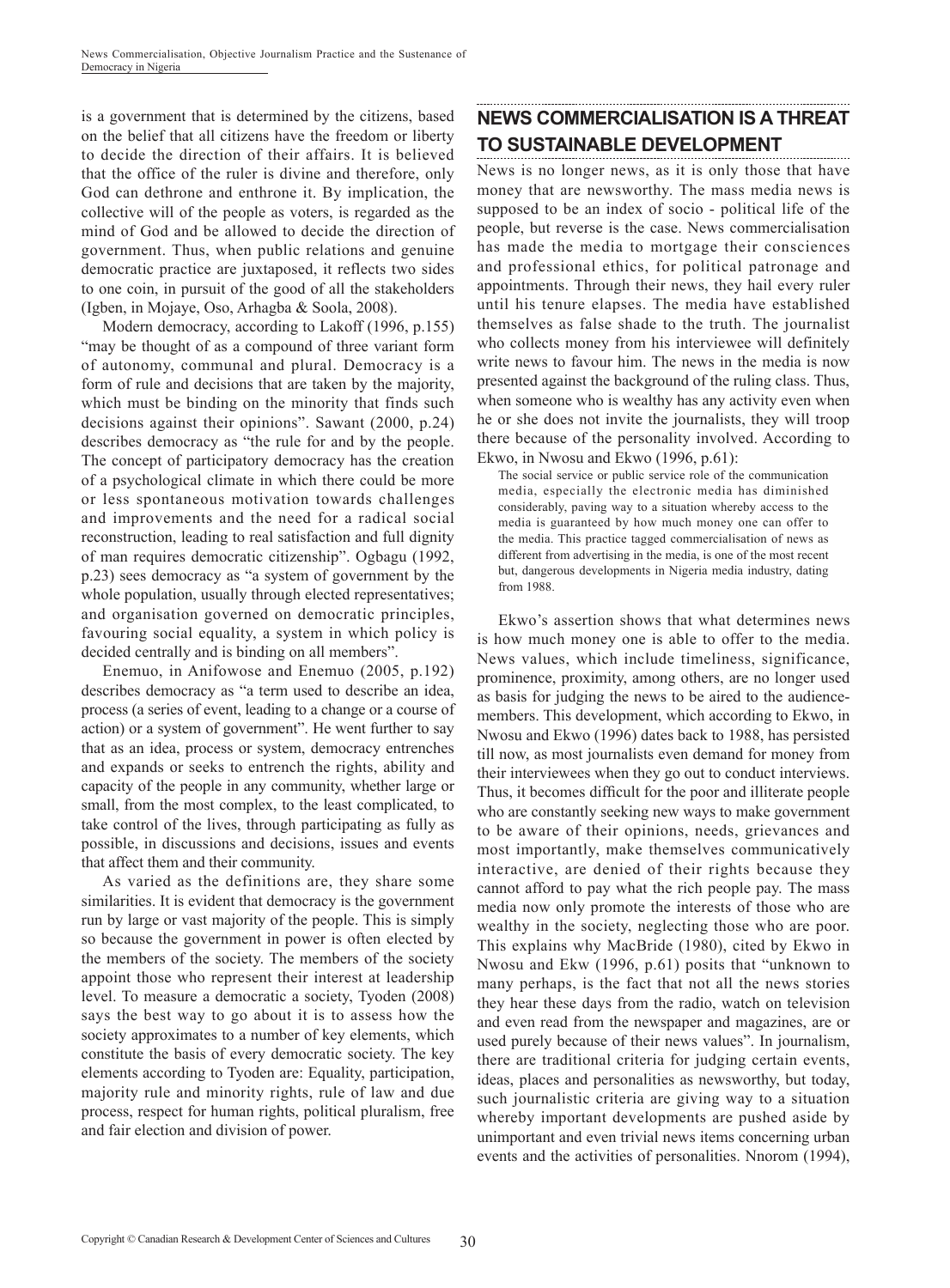is a government that is determined by the citizens, based on the belief that all citizens have the freedom or liberty to decide the direction of their affairs. It is believed that the office of the ruler is divine and therefore, only God can dethrone and enthrone it. By implication, the collective will of the people as voters, is regarded as the mind of God and be allowed to decide the direction of government. Thus, when public relations and genuine democratic practice are juxtaposed, it reflects two sides to one coin, in pursuit of the good of all the stakeholders (Igben, in Mojaye, Oso, Arhagba & Soola, 2008).

Modern democracy, according to Lakoff (1996, p.155) "may be thought of as a compound of three variant form of autonomy, communal and plural. Democracy is a form of rule and decisions that are taken by the majority, which must be binding on the minority that finds such decisions against their opinions". Sawant (2000, p.24) describes democracy as "the rule for and by the people. The concept of participatory democracy has the creation of a psychological climate in which there could be more or less spontaneous motivation towards challenges and improvements and the need for a radical social reconstruction, leading to real satisfaction and full dignity of man requires democratic citizenship". Ogbagu (1992, p.23) sees democracy as "a system of government by the whole population, usually through elected representatives; and organisation governed on democratic principles, favouring social equality, a system in which policy is decided centrally and is binding on all members".

Enemuo, in Anifowose and Enemuo (2005, p.192) describes democracy as "a term used to describe an idea, process (a series of event, leading to a change or a course of action) or a system of government". He went further to say that as an idea, process or system, democracy entrenches and expands or seeks to entrench the rights, ability and capacity of the people in any community, whether large or small, from the most complex, to the least complicated, to take control of the lives, through participating as fully as possible, in discussions and decisions, issues and events that affect them and their community.

As varied as the definitions are, they share some similarities. It is evident that democracy is the government run by large or vast majority of the people. This is simply so because the government in power is often elected by the members of the society. The members of the society appoint those who represent their interest at leadership level. To measure a democratic a society, Tyoden (2008) says the best way to go about it is to assess how the society approximates to a number of key elements, which constitute the basis of every democratic society. The key elements according to Tyoden are: Equality, participation, majority rule and minority rights, rule of law and due process, respect for human rights, political pluralism, free and fair election and division of power.

## NEWS COMMERCIALISATION IS A THREAT TO SUSTAINABLE DEVELOPMENT

News is no longer news, as it is only those that have money that are newsworthy. The mass media news is supposed to be an index of socio - political life of the people, but reverse is the case. News commercialisation has made the media to mortgage their consciences and professional ethics, for political patronage and appointments. Through their news, they hail every ruler until his tenure elapses. The media have established themselves as false shade to the truth. The journalist who collects money from his interviewee will definitely write news to favour him. The news in the media is now presented against the background of the ruling class. Thus, when someone who is wealthy has any activity even when he or she does not invite the journalists, they will troop there because of the personality involved. According to Ekwo, in Nwosu and Ekwo (1996, p.61):

> The social service or public service role of the communication media, especially the electronic media has diminished considerably, paving way to a situation whereby access to the media is guaranteed by how much money one can offer to the media. This practice tagged commercialisation of news as different from advertising in the media, is one of the most recent but, dangerous developments in Nigeria media industry, dating from 1988.

Ekwo's assertion shows that what determines news is how much money one is able to offer to the media. News values, which include timeliness, significance, prominence, proximity, among others, are no longer used as basis for judging the news to be aired to the audience-members. This development, which according to Ekwo, in Nwosu and Ekwo (1996) dates back to 1988, has persisted till now, as most journalists even demand for money from their interviewees when they go out to conduct interviews. Thus, it becomes difficult for the poor and illiterate people who are constantly seeking new ways to make government to be aware of their opinions, needs, grievances and most importantly, make themselves communicatively interactive, are denied of their rights because they cannot afford to pay what the rich people pay. The mass media now only promote the interests of those who are wealthy in the society, neglecting those who are poor. This explains why MacBride (1980), cited by Ekwo in Nwosu and Ekw (1996, p.61) posits that "unknown to many perhaps, is the fact that not all the news stories they hear these days from the radio, watch on television and even read from the newspaper and magazines, are or used purely because of their news values". In journalism, there are traditional criteria for judging certain events, ideas, places and personalities as newsworthy, but today, such journalistic criteria are giving way to a situation whereby important developments are pushed aside by unimportant and even trivial news items concerning urban events and the activities of personalities. Nnorom (1994),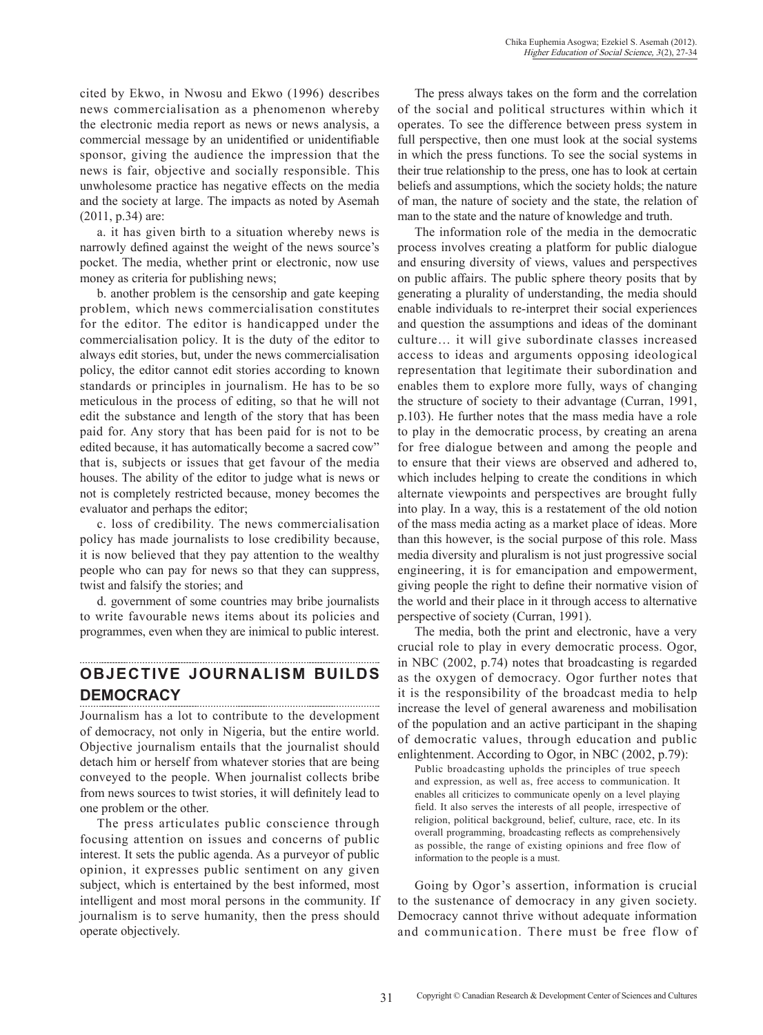cited by Ekwo, in Nwosu and Ekwo (1996) describes news commercialisation as a phenomenon whereby the electronic media report as news or news analysis, a commercial message by an unidentified or unidentifiable sponsor, giving the audience the impression that the news is fair, objective and socially responsible. This unwholesome practice has negative effects on the media and the society at large. The impacts as noted by Asemah (2011, p.34) are:

a. it has given birth to a situation whereby news is narrowly defined against the weight of the news source's pocket. The media, whether print or electronic, now use money as criteria for publishing news;

b. another problem is the censorship and gate keeping problem, which news commercialisation constitutes for the editor. The editor is handicapped under the commercialisation policy. It is the duty of the editor to always edit stories, but, under the news commercialisation policy, the editor cannot edit stories according to known standards or principles in journalism. He has to be so meticulous in the process of editing, so that he will not edit the substance and length of the story that has been paid for. Any story that has been paid for is not to be edited because, it has automatically become a sacred cow" that is, subjects or issues that get favour of the media houses. The ability of the editor to judge what is news or not is completely restricted because, money becomes the evaluator and perhaps the editor;

c. loss of credibility. The news commercialisation policy has made journalists to lose credibility because, it is now believed that they pay attention to the wealthy people who can pay for news so that they can suppress, twist and falsify the stories; and

d. government of some countries may bribe journalists to write favourable news items about its policies and programmes, even when they are inimical to public interest.

## OBJECTIVE JOURNALISM BUILDS DEMOCRACY

Journalism has a lot to contribute to the development of democracy, not only in Nigeria, but the entire world. Objective journalism entails that the journalist should detach him or herself from whatever stories that are being conveyed to the people. When journalist collects bribe from news sources to twist stories, it will definitely lead to one problem or the other.

The press articulates public conscience through focusing attention on issues and concerns of public interest. It sets the public agenda. As a purveyor of public opinion, it expresses public sentiment on any given subject, which is entertained by the best informed, most intelligent and most moral persons in the community. If journalism is to serve humanity, then the press should operate objectively.

The press always takes on the form and the correlation of the social and political structures within which it operates. To see the difference between press system in full perspective, then one must look at the social systems in which the press functions. To see the social systems in their true relationship to the press, one has to look at certain beliefs and assumptions, which the society holds; the nature of man, the nature of society and the state, the relation of man to the state and the nature of knowledge and truth.

The information role of the media in the democratic process involves creating a platform for public dialogue and ensuring diversity of views, values and perspectives on public affairs. The public sphere theory posits that by generating a plurality of understanding, the media should enable individuals to re-interpret their social experiences and question the assumptions and ideas of the dominant culture… it will give subordinate classes increased access to ideas and arguments opposing ideological representation that legitimate their subordination and enables them to explore more fully, ways of changing the structure of society to their advantage (Curran, 1991, p.103). He further notes that the mass media have a role to play in the democratic process, by creating an arena for free dialogue between and among the people and to ensure that their views are observed and adhered to, which includes helping to create the conditions in which alternate viewpoints and perspectives are brought fully into play. In a way, this is a restatement of the old notion of the mass media acting as a market place of ideas. More than this however, is the social purpose of this role. Mass media diversity and pluralism is not just progressive social engineering, it is for emancipation and empowerment, giving people the right to define their normative vision of the world and their place in it through access to alternative perspective of society (Curran, 1991).

The media, both the print and electronic, have a very crucial role to play in every democratic process. Ogor, in NBC (2002, p.74) notes that broadcasting is regarded as the oxygen of democracy. Ogor further notes that it is the responsibility of the broadcast media to help increase the level of general awareness and mobilisation of the population and an active participant in the shaping of democratic values, through education and public enlightenment. According to Ogor, in NBC (2002, p.79):

> Public broadcasting upholds the principles of true speech and expression, as well as, free access to communication. It enables all criticizes to communicate openly on a level playing field. It also serves the interests of all people, irrespective of religion, political background, belief, culture, race, etc. In its overall programming, broadcasting reflects as comprehensively as possible, the range of existing opinions and free flow of information to the people is a must.

Going by Ogor's assertion, information is crucial to the sustenance of democracy in any given society. Democracy cannot thrive without adequate information and communication. There must be free flow of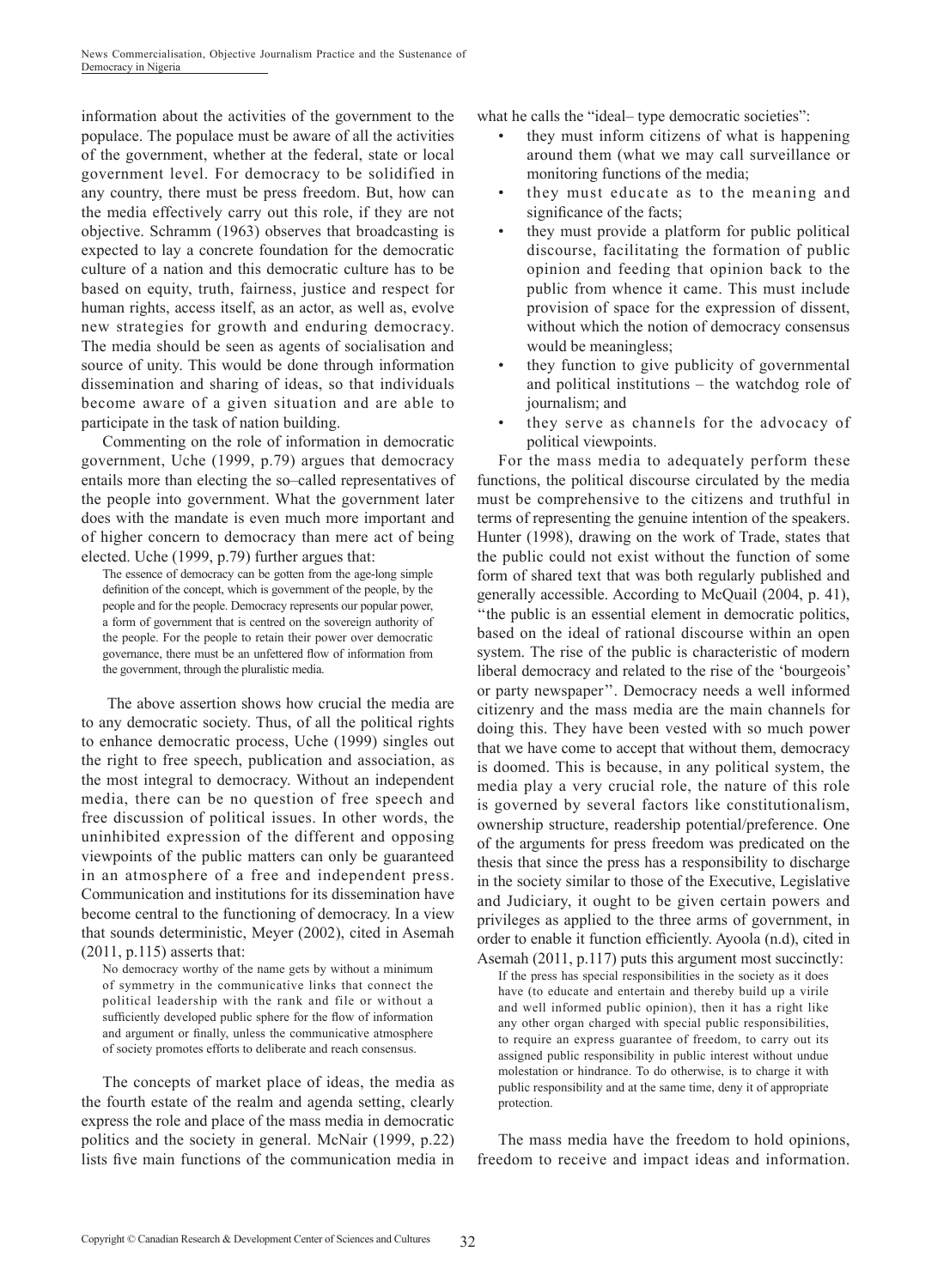information about the activities of the government to the populace. The populace must be aware of all the activities of the government, whether at the federal, state or local government level. For democracy to be solidified in any country, there must be press freedom. But, how can the media effectively carry out this role, if they are not objective. Schramm (1963) observes that broadcasting is expected to lay a concrete foundation for the democratic culture of a nation and this democratic culture has to be based on equity, truth, fairness, justice and respect for human rights, access itself, as an actor, as well as, evolve new strategies for growth and enduring democracy. The media should be seen as agents of socialisation and source of unity. This would be done through information dissemination and sharing of ideas, so that individuals become aware of a given situation and are able to participate in the task of nation building.

Commenting on the role of information in democratic government, Uche (1999, p.79) argues that democracy entails more than electing the so–called representatives of the people into government. What the government later does with the mandate is even much more important and of higher concern to democracy than mere act of being elected. Uche (1999, p.79) further argues that:

> The essence of democracy can be gotten from the age-long simple definition of the concept, which is government of the people, by the people and for the people. Democracy represents our popular power, a form of government that is centred on the sovereign authority of the people. For the people to retain their power over democratic governance, there must be an unfettered flow of information from the government, through the pluralistic media.

The above assertion shows how crucial the media are to any democratic society. Thus, of all the political rights to enhance democratic process, Uche (1999) singles out the right to free speech, publication and association, as the most integral to democracy. Without an independent media, there can be no question of free speech and free discussion of political issues. In other words, the uninhibited expression of the different and opposing viewpoints of the public matters can only be guaranteed in an atmosphere of a free and independent press. Communication and institutions for its dissemination have become central to the functioning of democracy. In a view that sounds deterministic, Meyer (2002), cited in Asemah (2011, p.115) asserts that:

> No democracy worthy of the name gets by without a minimum of symmetry in the communicative links that connect the political leadership with the rank and file or without a sufficiently developed public sphere for the flow of information and argument or finally, unless the communicative atmosphere of society promotes efforts to deliberate and reach consensus.

The concepts of market place of ideas, the media as the fourth estate of the realm and agenda setting, clearly express the role and place of the mass media in democratic politics and the society in general. McNair (1999, p.22) lists five main functions of the communication media in what he calls the "ideal– type democratic societies":

- they must inform citizens of what is happening around them (what we may call surveillance or monitoring functions of the media;
- they must educate as to the meaning and significance of the facts;
- they must provide a platform for public political discourse, facilitating the formation of public opinion and feeding that opinion back to the public from whence it came. This must include provision of space for the expression of dissent, without which the notion of democracy consensus would be meaningless;
- they function to give publicity of governmental and political institutions – the watchdog role of journalism; and
- they serve as channels for the advocacy of political viewpoints.

For the mass media to adequately perform these functions, the political discourse circulated by the media must be comprehensive to the citizens and truthful in terms of representing the genuine intention of the speakers. Hunter (1998), drawing on the work of Trade, states that the public could not exist without the function of some form of shared text that was both regularly published and generally accessible. According to McQuail (2004, p. 41), "the public is an essential element in democratic politics, based on the ideal of rational discourse within an open system. The rise of the public is characteristic of modern liberal democracy and related to the rise of the 'bourgeois' or party newspaper". Democracy needs a well informed citizenry and the mass media are the main channels for doing this. They have been vested with so much power that we have come to accept that without them, democracy is doomed. This is because, in any political system, the media play a very crucial role, the nature of this role is governed by several factors like constitutionalism, ownership structure, readership potential/preference. One of the arguments for press freedom was predicated on the thesis that since the press has a responsibility to discharge in the society similar to those of the Executive, Legislative and Judiciary, it ought to be given certain powers and privileges as applied to the three arms of government, in order to enable it function efficiently. Ayoola (n.d), cited in Asemah (2011, p.117) puts this argument most succinctly:

> If the press has special responsibilities in the society as it does have (to educate and entertain and thereby build up a virile and well informed public opinion), then it has a right like any other organ charged with special public responsibilities, to require an express guarantee of freedom, to carry out its assigned public responsibility in public interest without undue molestation or hindrance. To do otherwise, is to charge it with public responsibility and at the same time, deny it of appropriate protection.

The mass media have the freedom to hold opinions, freedom to receive and impact ideas and information.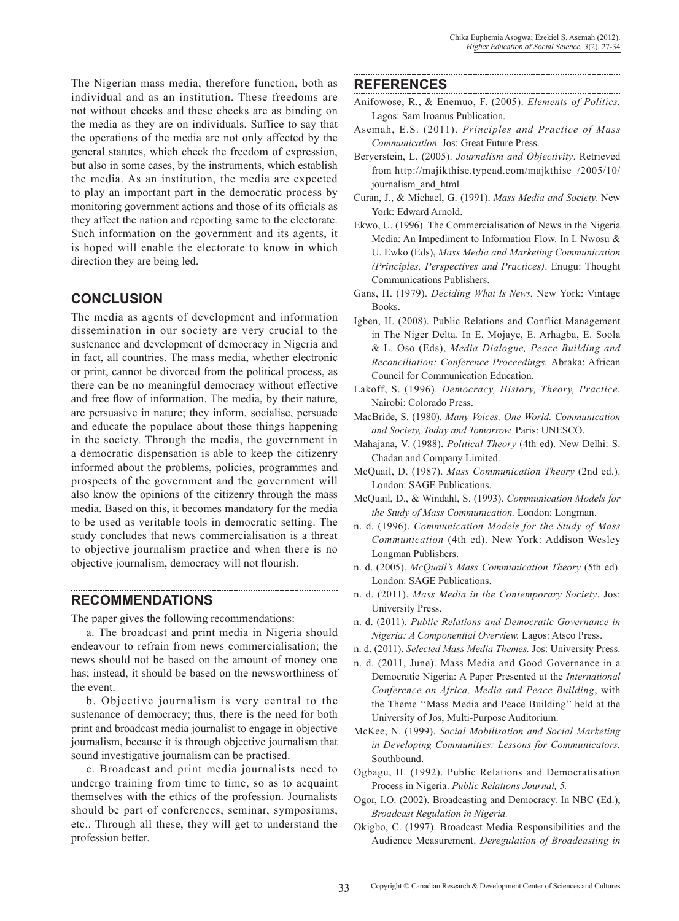The Nigerian mass media, therefore function, both as individual and as an institution. These freedoms are not without checks and these checks are as binding on the media as they are on individuals. Suffice to say that the operations of the media are not only affected by the general statutes, which check the freedom of expression, but also in some cases, by the instruments, which establish the media. As an institution, the media are expected to play an important part in the democratic process by monitoring government actions and those of its officials as they affect the nation and reporting same to the electorate. Such information on the government and its agents, it is hoped will enable the electorate to know in which direction they are being led.

## CONCLUSION

The media as agents of development and information dissemination in our society are very crucial to the sustenance and development of democracy in Nigeria and in fact, all countries. The mass media, whether electronic or print, cannot be divorced from the political process, as there can be no meaningful democracy without effective and free flow of information. The media, by their nature, are persuasive in nature; they inform, socialise, persuade and educate the populace about those things happening in the society. Through the media, the government in a democratic dispensation is able to keep the citizenry informed about the problems, policies, programmes and prospects of the government and the government will also know the opinions of the citizenry through the mass media. Based on this, it becomes mandatory for the media to be used as veritable tools in democratic setting. The study concludes that news commercialisation is a threat to objective journalism practice and when there is no objective journalism, democracy will not flourish.

## RECOMMENDATIONS

The paper gives the following recommendations:

a. The broadcast and print media in Nigeria should endeavour to refrain from news commercialisation; the news should not be based on the amount of money one has; instead, it should be based on the newsworthiness of the event.

b. Objective journalism is very central to the sustenance of democracy; thus, there is the need for both print and broadcast media journalist to engage in objective journalism, because it is through objective journalism that sound investigative journalism can be practised.

c. Broadcast and print media journalists need to undergo training from time to time, so as to acquaint themselves with the ethics of the profession. Journalists should be part of conferences, seminar, symposiums, etc.. Through all these, they will get to understand the profession better.

## REFERENCES

Anifowose, R., & Enemuo, F. (2005). *Elements of Politics.* Lagos: Sam Iroanus Publication.

Asemah, E.S. (2011). *Principles and Practice of Mass Communication.* Jos: Great Future Press.

Beryerstein, L. (2005). *Journalism and Objectivity*. Retrieved from http://majikthise.typead.com/majkthise_/2005/10/journalism_and_html

Curan, J., & Michael, G. (1991). *Mass Media and Society.* New York: Edward Arnold.

Ekwo, U. (1996). The Commercialisation of News in the Nigeria Media: An Impediment to Information Flow. In I. Nwosu & U. Ewko (Eds), *Mass Media and Marketing Communication (Principles, Perspectives and Practices)*. Enugu: Thought Communications Publishers.

Gans, H. (1979). *Deciding What Is News.* New York: Vintage Books.

Igben, H. (2008). Public Relations and Conflict Management in The Niger Delta. In E. Mojaye, E. Arhagba, E. Soola & L. Oso (Eds), *Media Dialogue, Peace Building and Reconciliation: Conference Proceedings.* Abraka: African Council for Communication Education.

Lakoff, S. (1996). *Democracy, History, Theory, Practice.* Nairobi: Colorado Press.

MacBride, S. (1980). *Many Voices, One World. Communication and Society, Today and Tomorrow.* Paris: UNESCO.

Mahajana, V. (1988). *Political Theory* (4th ed). New Delhi: S. Chadan and Company Limited.

McQuail, D. (1987). *Mass Communication Theory* (2nd ed.). London: SAGE Publications.

McQuail, D., & Windahl, S. (1993). *Communication Models for the Study of Mass Communication.* London: Longman.

n. d. (1996). *Communication Models for the Study of Mass Communication* (4th ed). New York: Addison Wesley Longman Publishers.

n. d. (2005). *McQuail's Mass Communication Theory* (5th ed). London: SAGE Publications.

n. d. (2011). *Mass Media in the Contemporary Society*. Jos: University Press.

n. d. (2011). *Public Relations and Democratic Governance in Nigeria: A Componential Overview.* Lagos: Atsco Press.

n. d. (2011). *Selected Mass Media Themes.* Jos: University Press.

n. d. (2011, June). Mass Media and Good Governance in a Democratic Nigeria: A Paper Presented at the *International Conference on Africa, Media and Peace Building*, with the Theme ''Mass Media and Peace Building'' held at the University of Jos, Multi-Purpose Auditorium.

McKee, N. (1999). *Social Mobilisation and Social Marketing in Developing Communities: Lessons for Communicators.* Southbound.

Ogbagu, H. (1992). Public Relations and Democratisation Process in Nigeria. *Public Relations Journal, 5.*

Ogor, I.O. (2002). Broadcasting and Democracy. In NBC (Ed.), *Broadcast Regulation in Nigeria.*

Okigbo, C. (1997). Broadcast Media Responsibilities and the Audience Measurement. *Deregulation of Broadcasting in*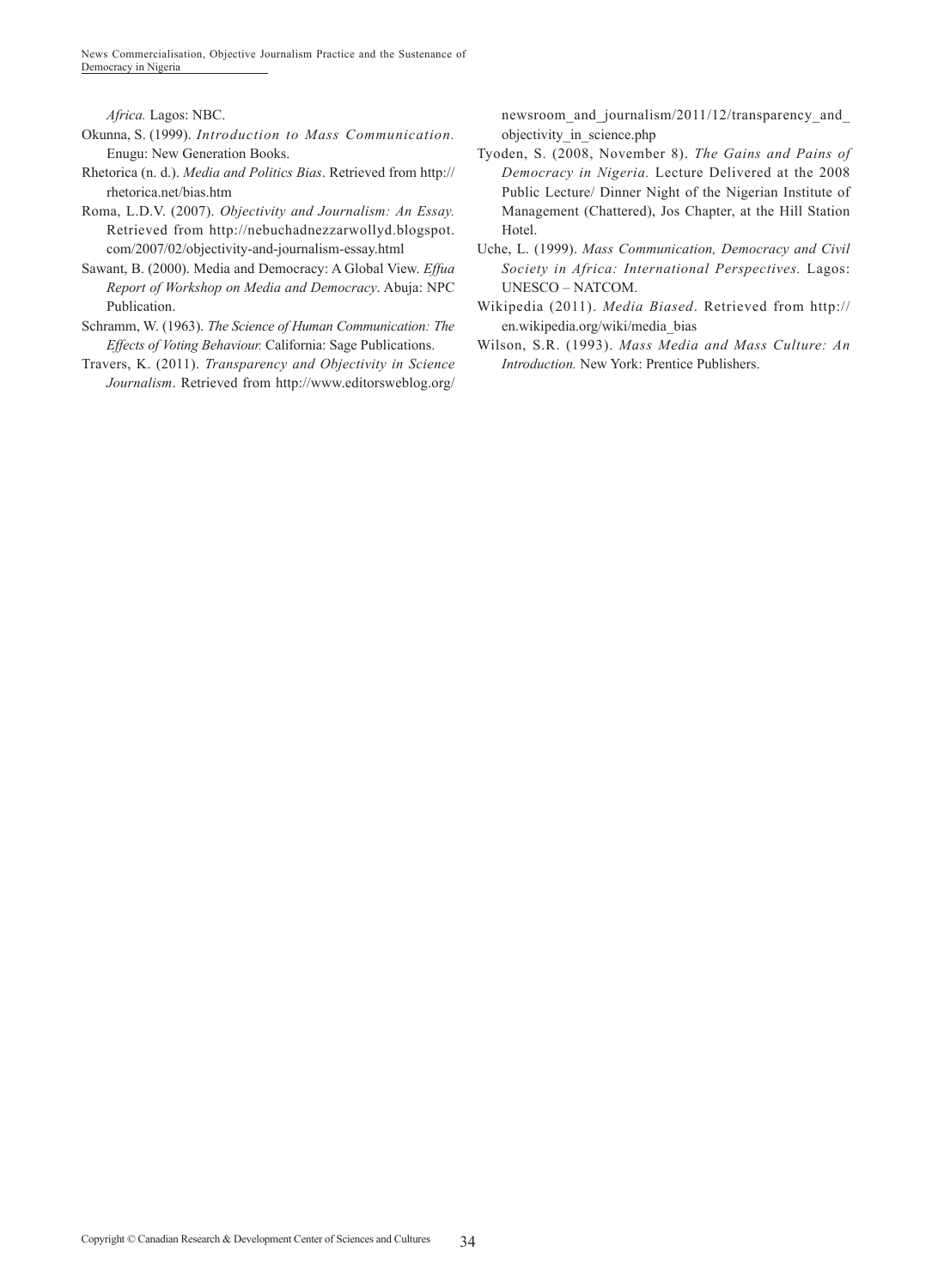*Africa.* Lagos: NBC.

Okunna, S. (1999). *Introduction to Mass Communication.* Enugu: New Generation Books.

Rhetorica (n. d.). *Media and Politics Bias*. Retrieved from http://rhetorica.net/bias.htm

Roma, L.D.V. (2007). *Objectivity and Journalism: An Essay.* Retrieved from http://nebuchadnezzarwollyd.blogspot.com/2007/02/objectivity-and-journalism-essay.html

Sawant, B. (2000). Media and Democracy: A Global View. *Effua Report of Workshop on Media and Democracy*. Abuja: NPC Publication.

Schramm, W. (1963). *The Science of Human Communication: The Effects of Voting Behaviour.* California: Sage Publications.

Travers, K. (2011). *Transparency and Objectivity in Science Journalism*. Retrieved from http://www.editorsweblog.org/newsroom_and_journalism/2011/12/transparency_and_objectivity_in_science.php

Tyoden, S. (2008, November 8). *The Gains and Pains of Democracy in Nigeria.* Lecture Delivered at the 2008 Public Lecture/ Dinner Night of the Nigerian Institute of Management (Chattered), Jos Chapter, at the Hill Station Hotel.

Uche, L. (1999). *Mass Communication, Democracy and Civil Society in Africa: International Perspectives.* Lagos: UNESCO – NATCOM.

Wikipedia (2011). *Media Biased*. Retrieved from http://en.wikipedia.org/wiki/media_bias

Wilson, S.R. (1993). *Mass Media and Mass Culture: An Introduction.* New York: Prentice Publishers.